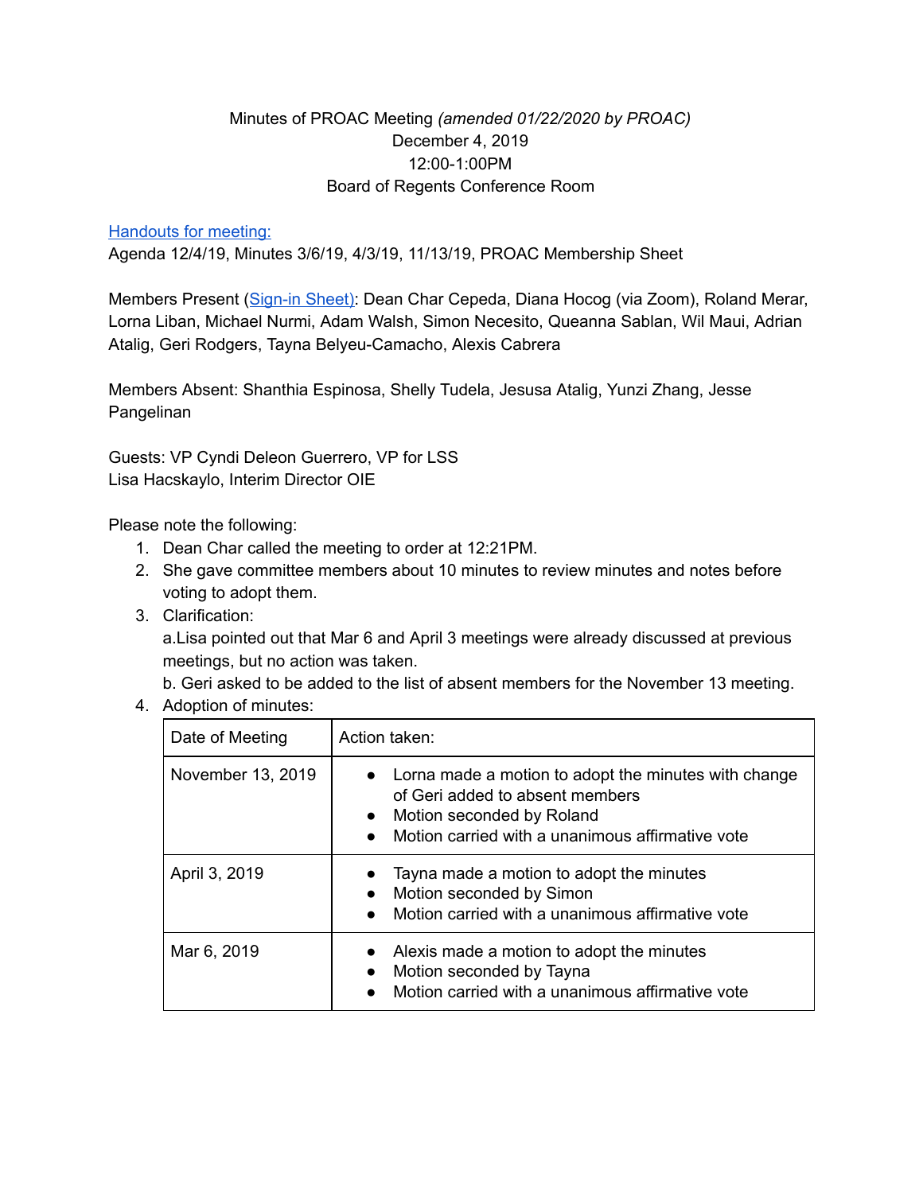Minutes of PROAC Meeting *(amended 01/22/2020 by PROAC)*
December 4, 2019
12:00-1:00PM
Board of Regents Conference Room

Handouts for meeting:
Agenda 12/4/19, Minutes 3/6/19, 4/3/19, 11/13/19, PROAC Membership Sheet

Members Present (Sign-in Sheet): Dean Char Cepeda, Diana Hocog (via Zoom), Roland Merar, Lorna Liban, Michael Nurmi, Adam Walsh, Simon Necesito, Queanna Sablan, Wil Maui, Adrian Atalig, Geri Rodgers, Tayna Belyeu-Camacho, Alexis Cabrera

Members Absent: Shanthia Espinosa, Shelly Tudela, Jesusa Atalig, Yunzi Zhang, Jesse Pangelinan

Guests: VP Cyndi Deleon Guerrero, VP for LSS
Lisa Hacskaylo, Interim Director OIE

Please note the following:

1. Dean Char called the meeting to order at 12:21PM.
2. She gave committee members about 10 minutes to review minutes and notes before voting to adopt them.
3. Clarification:
   a. Lisa pointed out that Mar 6 and April 3 meetings were already discussed at previous meetings, but no action was taken.
   b. Geri asked to be added to the list of absent members for the November 13 meeting.
4. Adoption of minutes:

| Date of Meeting | Action taken: |
|---|---|
| November 13, 2019 | • Lorna made a motion to adopt the minutes with change of Geri added to absent members<br>• Motion seconded by Roland<br>• Motion carried with a unanimous affirmative vote |
| April 3, 2019 | • Tayna made a motion to adopt the minutes<br>• Motion seconded by Simon<br>• Motion carried with a unanimous affirmative vote |
| Mar 6, 2019 | • Alexis made a motion to adopt the minutes<br>• Motion seconded by Tayna<br>• Motion carried with a unanimous affirmative vote |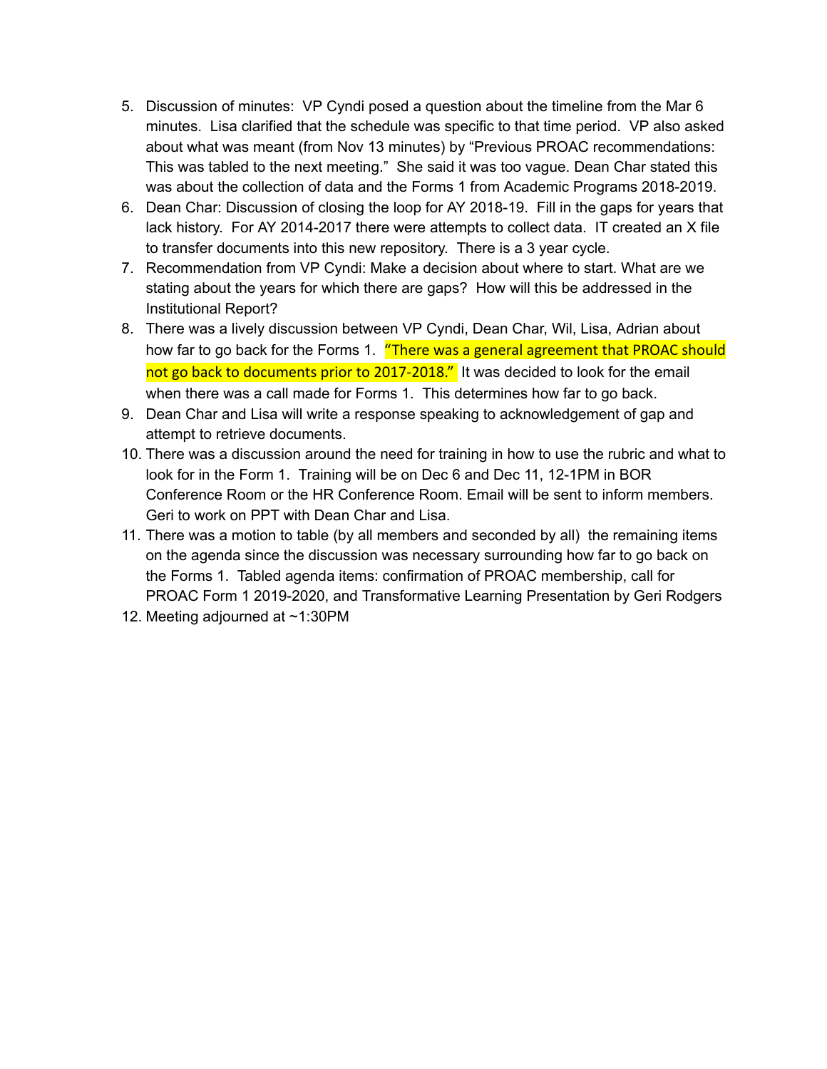5. Discussion of minutes: VP Cyndi posed a question about the timeline from the Mar 6 minutes. Lisa clarified that the schedule was specific to that time period. VP also asked about what was meant (from Nov 13 minutes) by "Previous PROAC recommendations: This was tabled to the next meeting." She said it was too vague. Dean Char stated this was about the collection of data and the Forms 1 from Academic Programs 2018-2019.
6. Dean Char: Discussion of closing the loop for AY 2018-19. Fill in the gaps for years that lack history. For AY 2014-2017 there were attempts to collect data. IT created an X file to transfer documents into this new repository. There is a 3 year cycle.
7. Recommendation from VP Cyndi: Make a decision about where to start. What are we stating about the years for which there are gaps? How will this be addressed in the Institutional Report?
8. There was a lively discussion between VP Cyndi, Dean Char, Wil, Lisa, Adrian about how far to go back for the Forms 1. "There was a general agreement that PROAC should not go back to documents prior to 2017-2018." It was decided to look for the email when there was a call made for Forms 1. This determines how far to go back.
9. Dean Char and Lisa will write a response speaking to acknowledgement of gap and attempt to retrieve documents.
10. There was a discussion around the need for training in how to use the rubric and what to look for in the Form 1. Training will be on Dec 6 and Dec 11, 12-1PM in BOR Conference Room or the HR Conference Room. Email will be sent to inform members. Geri to work on PPT with Dean Char and Lisa.
11. There was a motion to table (by all members and seconded by all) the remaining items on the agenda since the discussion was necessary surrounding how far to go back on the Forms 1. Tabled agenda items: confirmation of PROAC membership, call for PROAC Form 1 2019-2020, and Transformative Learning Presentation by Geri Rodgers
12. Meeting adjourned at ~1:30PM